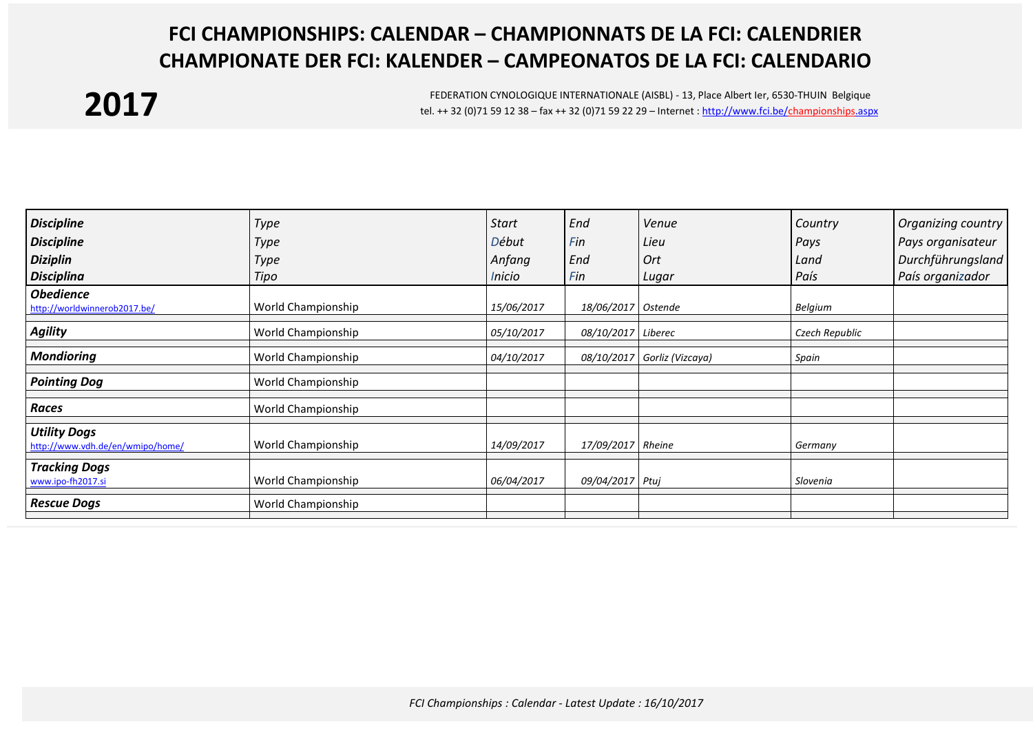# FCI CHAMPIONSHIPS: CALENDAR – CHAMPIONNATS DE LA FCI: CALENDRIER
# CHAMPIONATE DER FCI: KALENDER – CAMPEONATOS DE LA FCI: CALENDARIO

**2017**

FEDERATION CYNOLOGIQUE INTERNATIONALE (AISBL) - 13, Place Albert Ier, 6530-THUIN Belgique
tel. ++ 32 (0)71 59 12 38 – fax ++ 32 (0)71 59 22 29 – Internet : http://www.fci.be/championships.aspx

| ***Discipline*** <br> ***Discipline*** <br> ***Diziplin*** <br> ***Disciplina*** | *Type* <br> *Type* <br> *Type* <br> *Tipo* | *Start* <br> *Début* <br> *Anfang* <br> *Inicio* | *End* <br> *Fin* <br> *End* <br> *Fin* | *Venue* <br> *Lieu* <br> *Ort* <br> *Lugar* | *Country* <br> *Pays* <br> *Land* <br> *País* | *Organizing country* <br> *Pays organisateur* <br> *Durchführungsland* <br> *País organizador* |
|---|---|---|---|---|---|---|
| ***Obedience*** <br> http://worldwinnerob2017.be/ | World Championship | *15/06/2017* | *18/06/2017* | *Ostende* | *Belgium* | |
| ***Agility*** | World Championship | *05/10/2017* | *08/10/2017* | *Liberec* | *Czech Republic* | |
| ***Mondioring*** | World Championship | *04/10/2017* | *08/10/2017* | *Gorliz (Vizcaya)* | *Spain* | |
| ***Pointing Dog*** | World Championship | | | | | |
| ***Races*** | World Championship | | | | | |
| ***Utility Dogs*** <br> http://www.vdh.de/en/wmipo/home/ | World Championship | *14/09/2017* | *17/09/2017* | *Rheine* | *Germany* | |
| ***Tracking Dogs*** <br> www.ipo-fh2017.si | World Championship | *06/04/2017* | *09/04/2017* | *Ptuj* | *Slovenia* | |
| ***Rescue Dogs*** | World Championship | | | | | |

*FCI Championships : Calendar - Latest Update : 16/10/2017*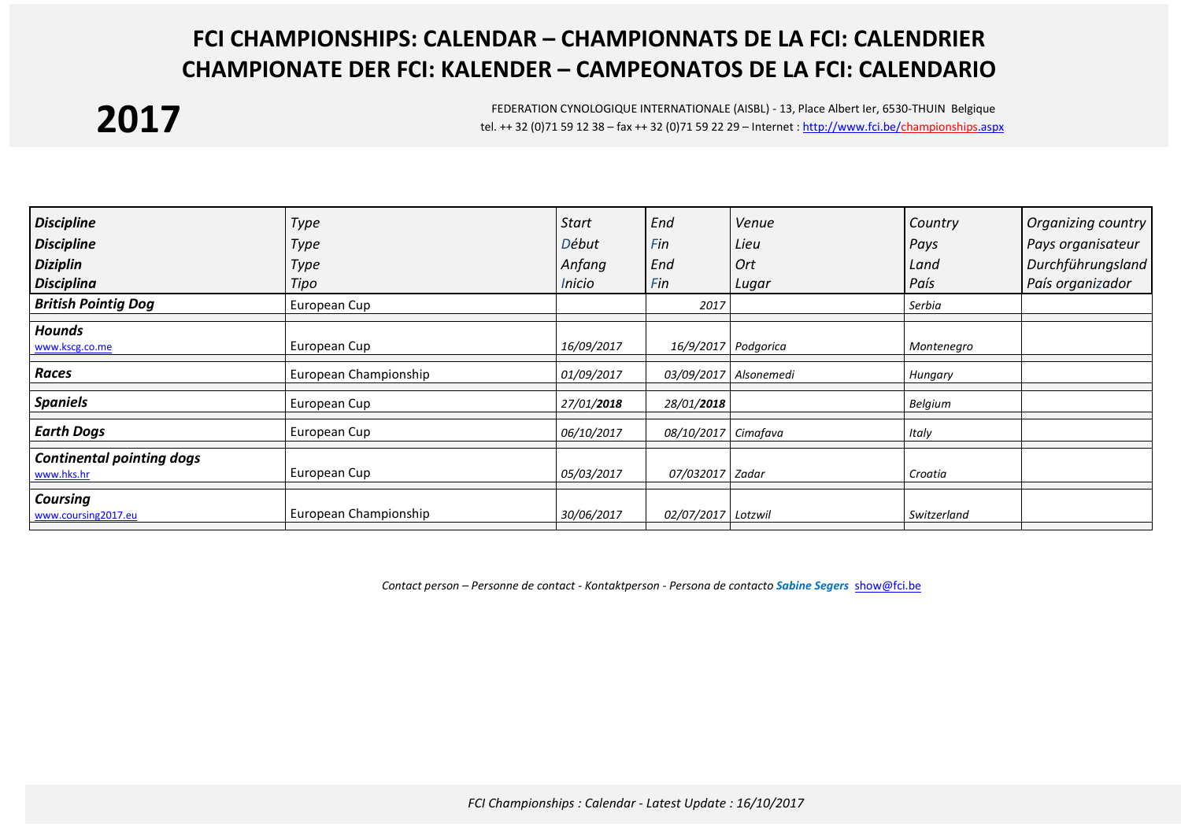# FCI CHAMPIONSHIPS: CALENDAR – CHAMPIONNATS DE LA FCI: CALENDRIER
# CHAMPIONATE DER FCI: KALENDER – CAMPEONATOS DE LA FCI: CALENDARIO

**2017**

FEDERATION CYNOLOGIQUE INTERNATIONALE (AISBL) - 13, Place Albert Ier, 6530-THUIN Belgique
tel. ++ 32 (0)71 59 12 38 – fax ++ 32 (0)71 59 22 29 – Internet : http://www.fci.be/championships.aspx

| *Discipline* *Discipline* *Diziplin* *Disciplina* | *Type* *Type* *Type* *Tipo* | *Start* *Début* *Anfang* *Inicio* | *End* *Fin* *End* *Fin* | *Venue* *Lieu* *Ort* *Lugar* | *Country* *Pays* *Land* *País* | *Organizing country* *Pays organisateur* *Durchführungsland* *País organizador* |
|---|---|---|---|---|---|---|
| ***British Pointig Dog*** | European Cup | | *2017* | | *Serbia* | |
| ***Hounds*** www.kscg.co.me | European Cup | *16/09/2017* | *16/9/2017* | *Podgorica* | *Montenegro* | |
| ***Races*** | European Championship | *01/09/2017* | *03/09/2017* | *Alsonemedi* | *Hungary* | |
| ***Spaniels*** | European Cup | *27/01/**2018*** | *28/01/**2018*** | | *Belgium* | |
| ***Earth Dogs*** | European Cup | *06/10/2017* | *08/10/2017* | *Cimafava* | *Italy* | |
| ***Continental pointing dogs*** www.hks.hr | European Cup | *05/03/2017* | *07/032017* | *Zadar* | *Croatia* | |
| ***Coursing*** www.coursing2017.eu | European Championship | *30/06/2017* | *02/07/2017* | *Lotzwil* | *Switzerland* | |

*Contact person – Personne de contact - Kontaktperson - Persona de contacto* ***Sabine Segers*** show@fci.be

*FCI Championships : Calendar - Latest Update : 16/10/2017*